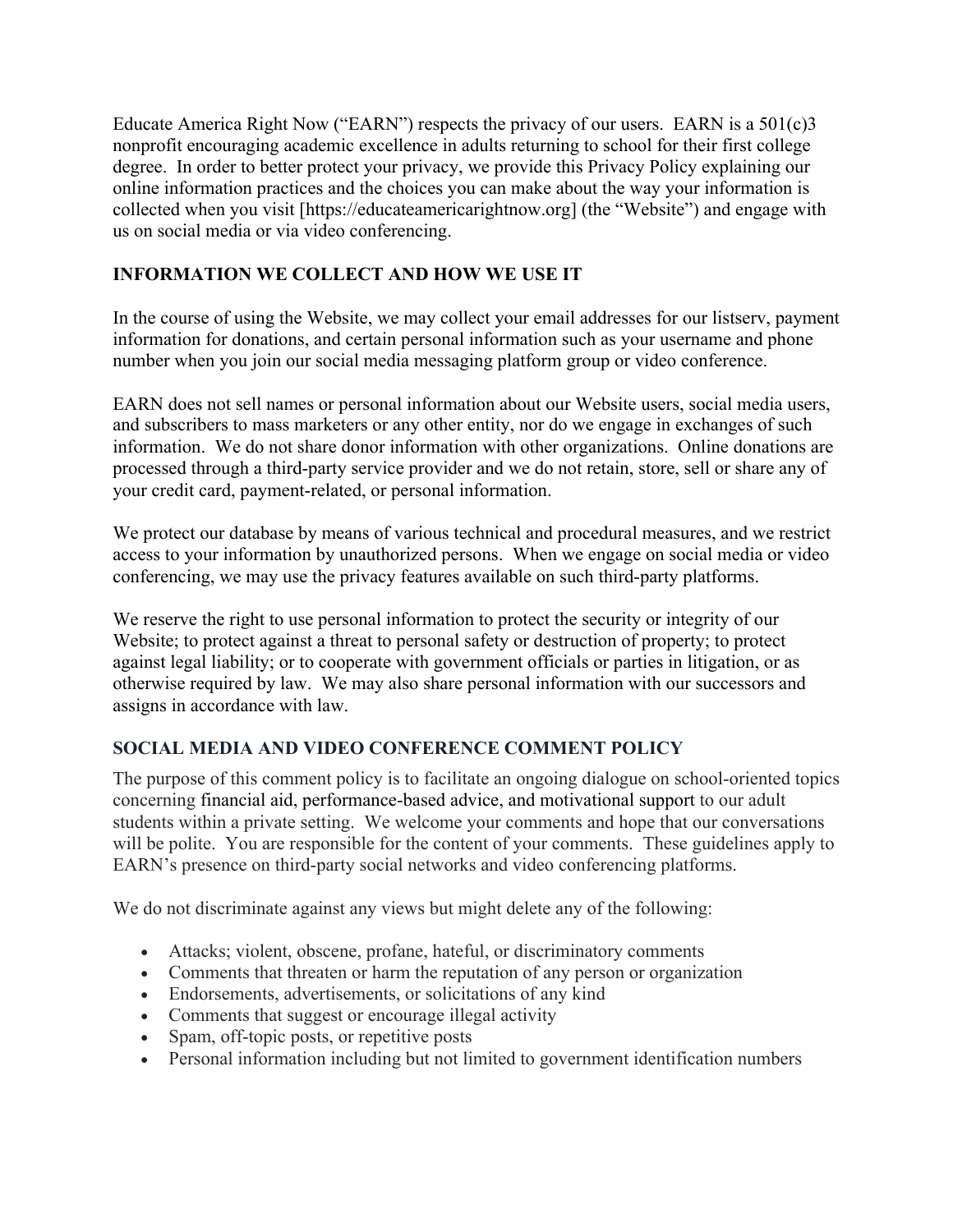Educate America Right Now ("EARN") respects the privacy of our users. EARN is a 501(c)3 nonprofit encouraging academic excellence in adults returning to school for their first college degree. In order to better protect your privacy, we provide this Privacy Policy explaining our online information practices and the choices you can make about the way your information is collected when you visit [https://educateamericarightnow.org] (the "Website") and engage with us on social media or via video conferencing.

## INFORMATION WE COLLECT AND HOW WE USE IT

In the course of using the Website, we may collect your email addresses for our listserv, payment information for donations, and certain personal information such as your username and phone number when you join our social media messaging platform group or video conference.

EARN does not sell names or personal information about our Website users, social media users, and subscribers to mass marketers or any other entity, nor do we engage in exchanges of such information. We do not share donor information with other organizations. Online donations are processed through a third-party service provider and we do not retain, store, sell or share any of your credit card, payment-related, or personal information.

We protect our database by means of various technical and procedural measures, and we restrict access to your information by unauthorized persons. When we engage on social media or video conferencing, we may use the privacy features available on such third-party platforms.

We reserve the right to use personal information to protect the security or integrity of our Website; to protect against a threat to personal safety or destruction of property; to protect against legal liability; or to cooperate with government officials or parties in litigation, or as otherwise required by law. We may also share personal information with our successors and assigns in accordance with law.

## SOCIAL MEDIA AND VIDEO CONFERENCE COMMENT POLICY

The purpose of this comment policy is to facilitate an ongoing dialogue on school-oriented topics concerning financial aid, performance-based advice, and motivational support to our adult students within a private setting. We welcome your comments and hope that our conversations will be polite. You are responsible for the content of your comments. These guidelines apply to EARN's presence on third-party social networks and video conferencing platforms.

We do not discriminate against any views but might delete any of the following:

- Attacks; violent, obscene, profane, hateful, or discriminatory comments
- Comments that threaten or harm the reputation of any person or organization
- Endorsements, advertisements, or solicitations of any kind
- Comments that suggest or encourage illegal activity
- Spam, off-topic posts, or repetitive posts
- Personal information including but not limited to government identification numbers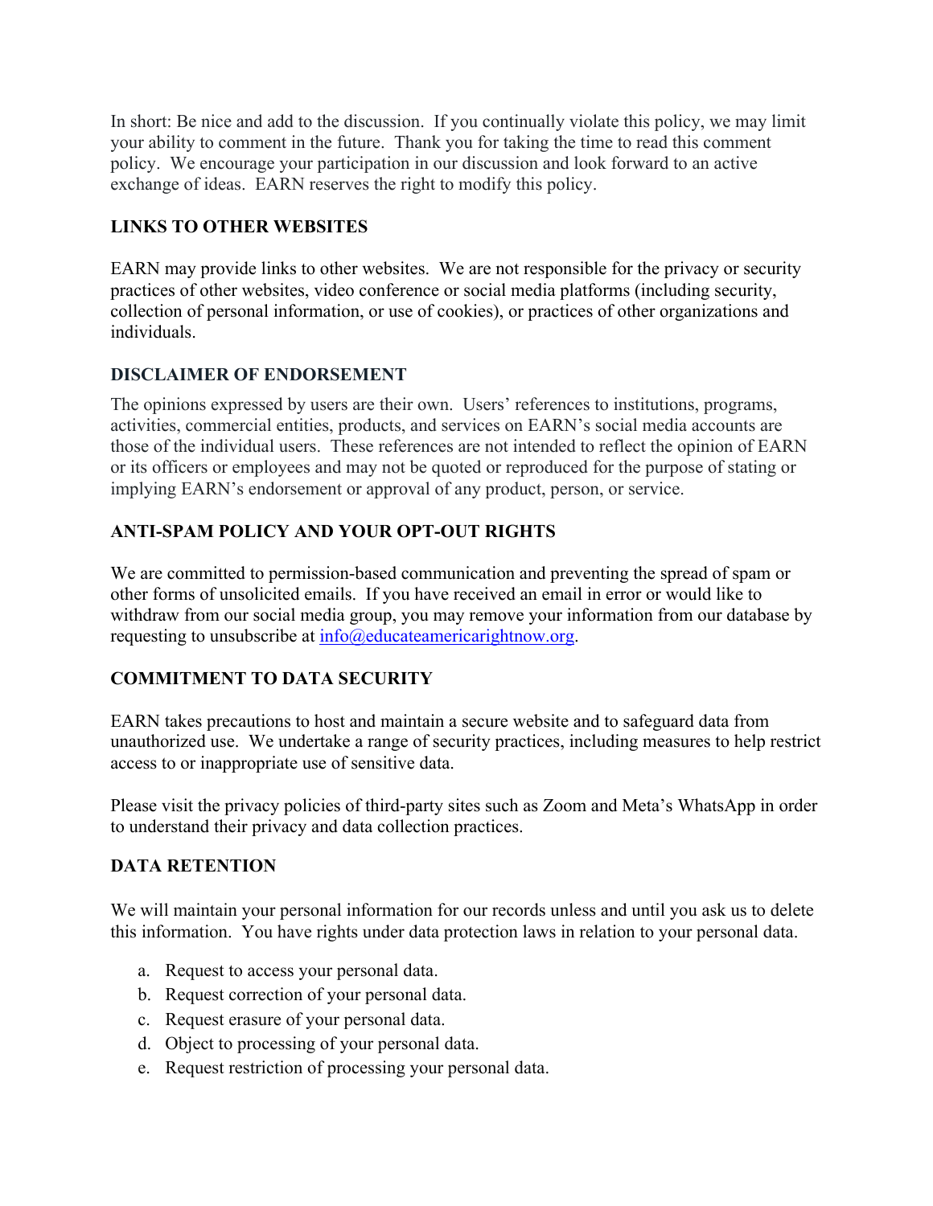In short: Be nice and add to the discussion. If you continually violate this policy, we may limit your ability to comment in the future. Thank you for taking the time to read this comment policy. We encourage your participation in our discussion and look forward to an active exchange of ideas. EARN reserves the right to modify this policy.

## LINKS TO OTHER WEBSITES

EARN may provide links to other websites. We are not responsible for the privacy or security practices of other websites, video conference or social media platforms (including security, collection of personal information, or use of cookies), or practices of other organizations and individuals.

## DISCLAIMER OF ENDORSEMENT

The opinions expressed by users are their own. Users' references to institutions, programs, activities, commercial entities, products, and services on EARN's social media accounts are those of the individual users. These references are not intended to reflect the opinion of EARN or its officers or employees and may not be quoted or reproduced for the purpose of stating or implying EARN's endorsement or approval of any product, person, or service.

## ANTI-SPAM POLICY AND YOUR OPT-OUT RIGHTS

We are committed to permission-based communication and preventing the spread of spam or other forms of unsolicited emails. If you have received an email in error or would like to withdraw from our social media group, you may remove your information from our database by requesting to unsubscribe at info@educateamericarightnow.org.

## COMMITMENT TO DATA SECURITY

EARN takes precautions to host and maintain a secure website and to safeguard data from unauthorized use. We undertake a range of security practices, including measures to help restrict access to or inappropriate use of sensitive data.

Please visit the privacy policies of third-party sites such as Zoom and Meta's WhatsApp in order to understand their privacy and data collection practices.

## DATA RETENTION

We will maintain your personal information for our records unless and until you ask us to delete this information. You have rights under data protection laws in relation to your personal data.

a. Request to access your personal data.
b. Request correction of your personal data.
c. Request erasure of your personal data.
d. Object to processing of your personal data.
e. Request restriction of processing your personal data.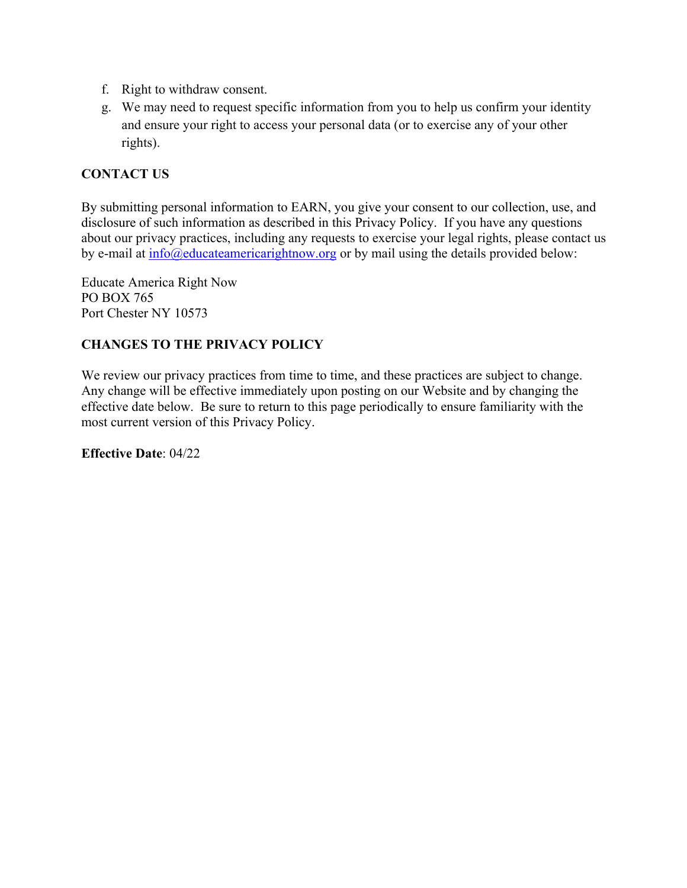f. Right to withdraw consent.
g. We may need to request specific information from you to help us confirm your identity and ensure your right to access your personal data (or to exercise any of your other rights).

**CONTACT US**

By submitting personal information to EARN, you give your consent to our collection, use, and disclosure of such information as described in this Privacy Policy. If you have any questions about our privacy practices, including any requests to exercise your legal rights, please contact us by e-mail at info@educateamericarightnow.org or by mail using the details provided below:

Educate America Right Now
PO BOX 765
Port Chester NY 10573

**CHANGES TO THE PRIVACY POLICY**

We review our privacy practices from time to time, and these practices are subject to change. Any change will be effective immediately upon posting on our Website and by changing the effective date below. Be sure to return to this page periodically to ensure familiarity with the most current version of this Privacy Policy.

**Effective Date**: 04/22